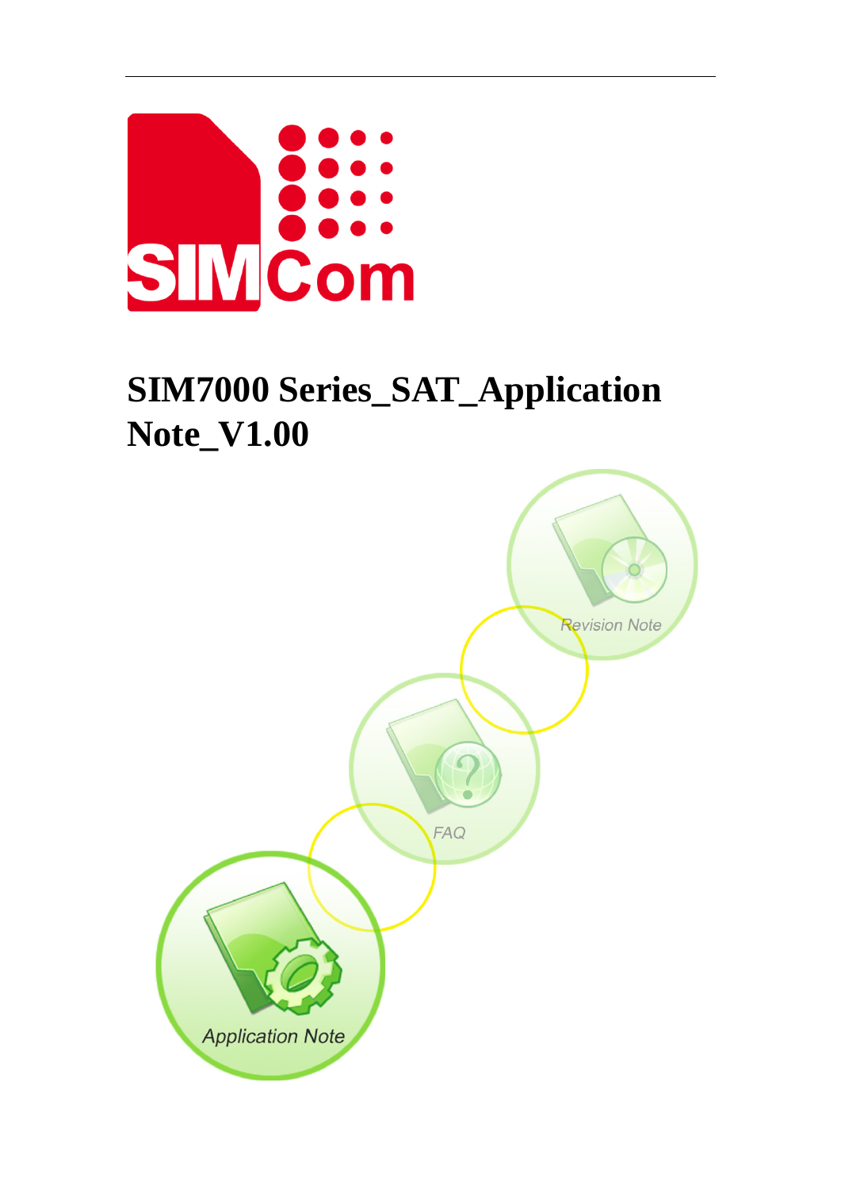# SIM7000 Series_SAT_Application Note_V1.00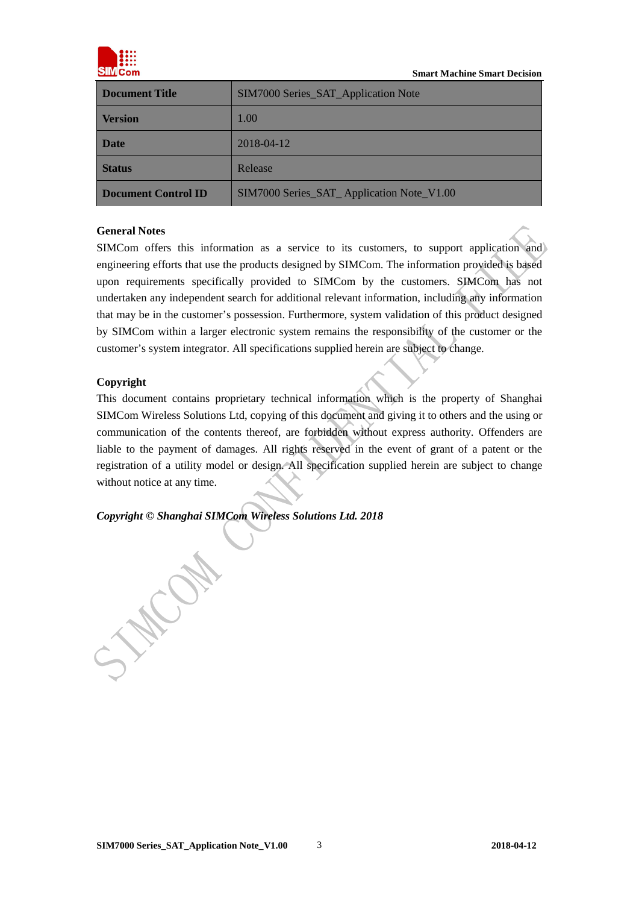| Document Title | SIM7000 Series_SAT_Application Note |
| --- | --- |
| Version | 1.00 |
| Date | 2018-04-12 |
| Status | Release |
| Document Control ID | SIM7000 Series_SAT_ Application Note_V1.00 |

**General Notes**

SIMCom offers this information as a service to its customers, to support application and engineering efforts that use the products designed by SIMCom. The information provided is based upon requirements specifically provided to SIMCom by the customers. SIMCom has not undertaken any independent search for additional relevant information, including any information that may be in the customer's possession. Furthermore, system validation of this product designed by SIMCom within a larger electronic system remains the responsibility of the customer or the customer's system integrator. All specifications supplied herein are subject to change.

**Copyright**

This document contains proprietary technical information which is the property of Shanghai SIMCom Wireless Solutions Ltd, copying of this document and giving it to others and the using or communication of the contents thereof, are forbidden without express authority. Offenders are liable to the payment of damages. All rights reserved in the event of grant of a patent or the registration of a utility model or design. All specification supplied herein are subject to change without notice at any time.

***Copyright © Shanghai SIMCom Wireless Solutions Ltd. 2018***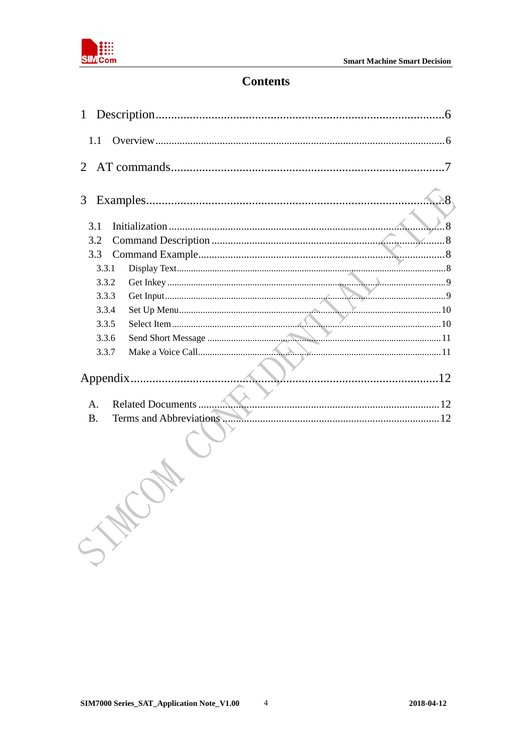# Contents

1 Description......6

1.1 Overview......6

2 AT commands......7

3 Examples......8

3.1 Initialization......8

3.2 Command Description......8

3.3 Command Example......8

3.3.1 Display Text......8

3.3.2 Get Inkey......9

3.3.3 Get Input......9

3.3.4 Set Up Menu......10

3.3.5 Select Item......10

3.3.6 Send Short Message......11

3.3.7 Make a Voice Call......11

Appendix......12

A. Related Documents......12

B. Terms and Abbreviations......12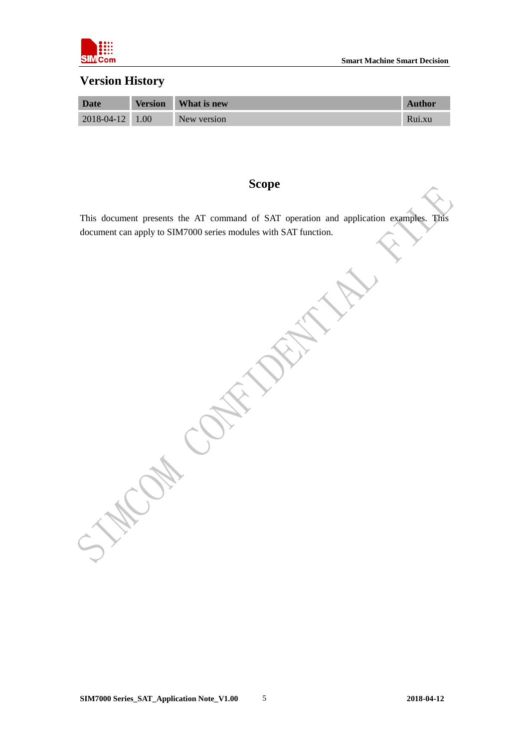## Version History

| Date | Version | What is new | Author |
|---|---|---|---|
| 2018-04-12 | 1.00 | New version | Rui.xu |

## Scope

This document presents the AT command of SAT operation and application examples. This document can apply to SIM7000 series modules with SAT function.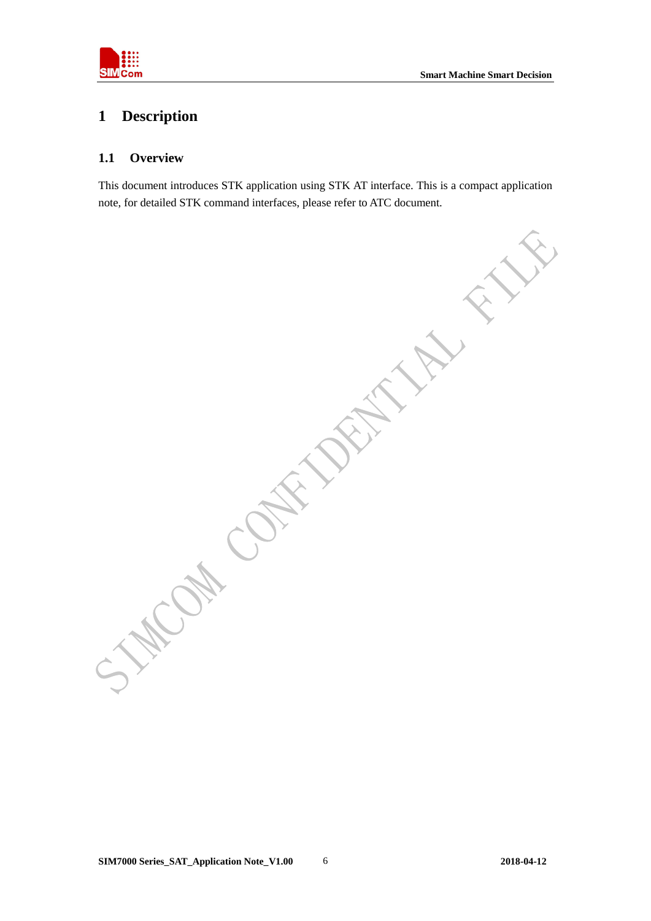# 1 Description

## 1.1 Overview

This document introduces STK application using STK AT interface. This is a compact application note, for detailed STK command interfaces, please refer to ATC document.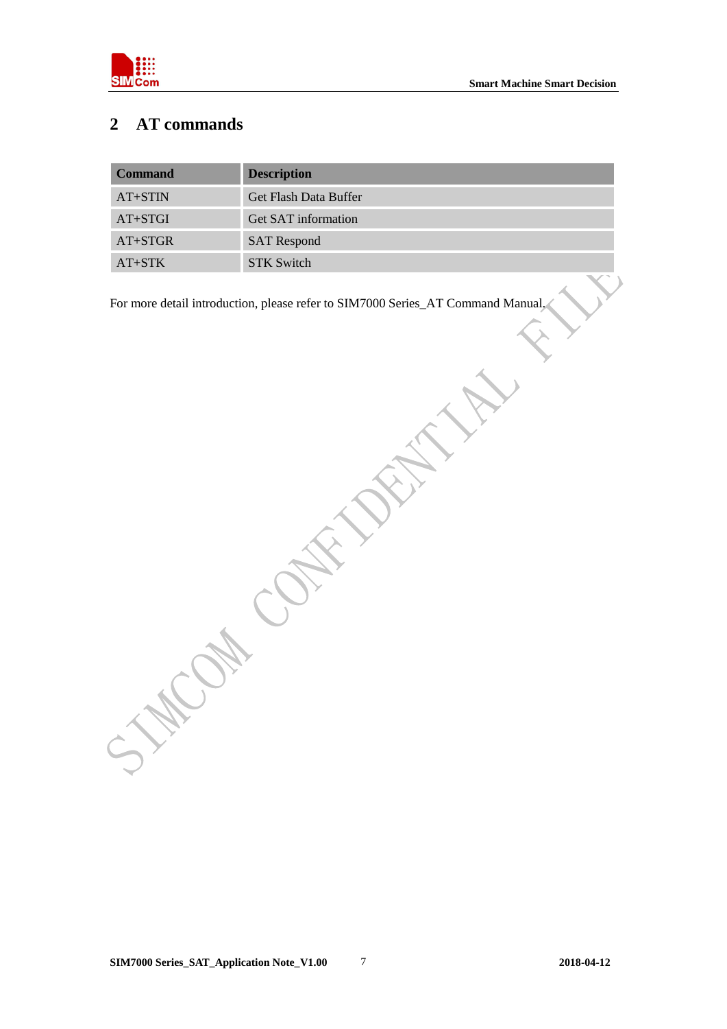# 2 AT commands

| Command | Description |
| --- | --- |
| AT+STIN | Get Flash Data Buffer |
| AT+STGI | Get SAT information |
| AT+STGR | SAT Respond |
| AT+STK | STK Switch |

For more detail introduction, please refer to SIM7000 Series_AT Command Manual.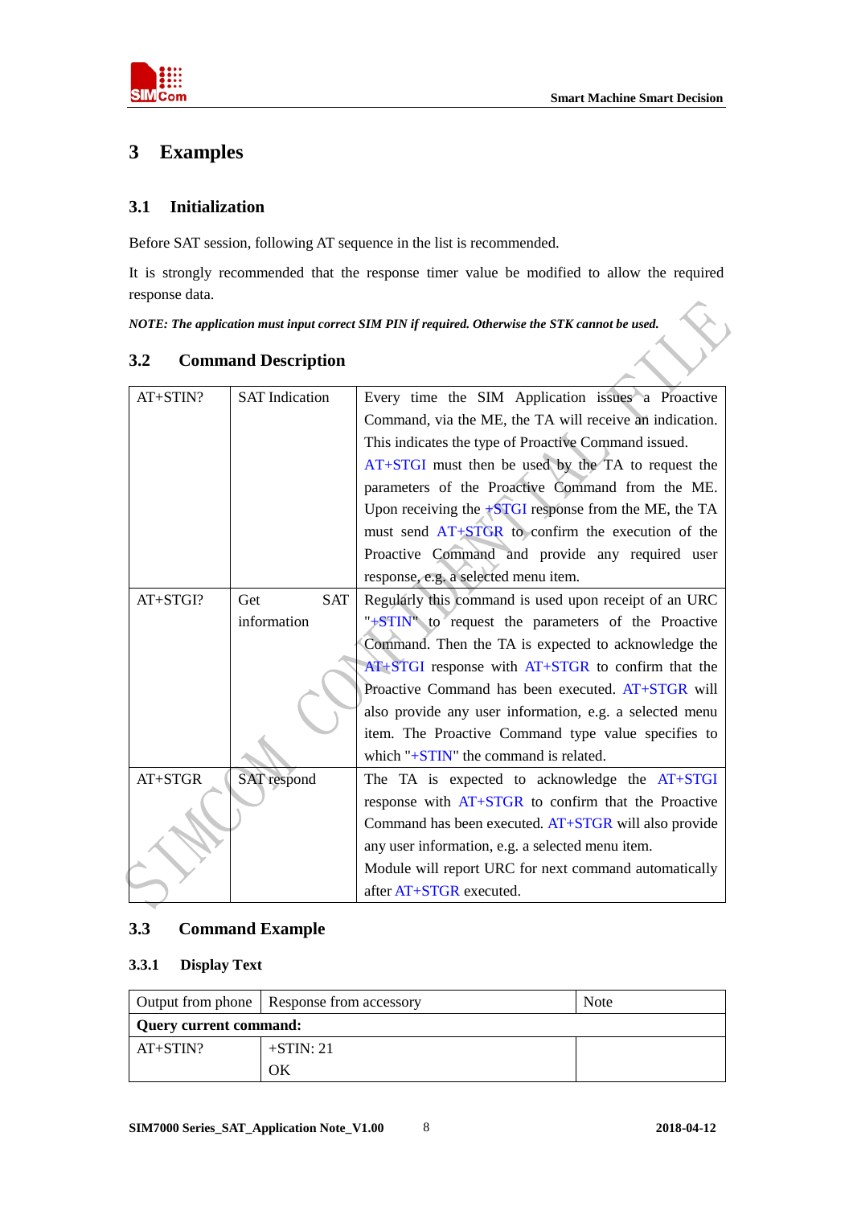# 3 Examples

## 3.1 Initialization

Before SAT session, following AT sequence in the list is recommended.

It is strongly recommended that the response timer value be modified to allow the required response data.

***NOTE: The application must input correct SIM PIN if required. Otherwise the STK cannot be used.***

## 3.2 Command Description

| | | |
|---|---|---|
| AT+STIN? | SAT Indication | Every time the SIM Application issues a Proactive Command, via the ME, the TA will receive an indication. This indicates the type of Proactive Command issued. AT+STGI must then be used by the TA to request the parameters of the Proactive Command from the ME. Upon receiving the +STGI response from the ME, the TA must send AT+STGR to confirm the execution of the Proactive Command and provide any required user response, e.g. a selected menu item. |
| AT+STGI? | Get SAT information | Regularly this command is used upon receipt of an URC "+STIN" to request the parameters of the Proactive Command. Then the TA is expected to acknowledge the AT+STGI response with AT+STGR to confirm that the Proactive Command has been executed. AT+STGR will also provide any user information, e.g. a selected menu item. The Proactive Command type value specifies to which "+STIN" the command is related. |
| AT+STGR | SAT respond | The TA is expected to acknowledge the AT+STGI response with AT+STGR to confirm that the Proactive Command has been executed. AT+STGR will also provide any user information, e.g. a selected menu item.<br>Module will report URC for next command automatically after AT+STGR executed. |

## 3.3 Command Example

### 3.3.1 Display Text

| Output from phone | Response from accessory | Note |
|---|---|---|
| **Query current command:** | | |
| AT+STIN? | +STIN: 21<br>OK | |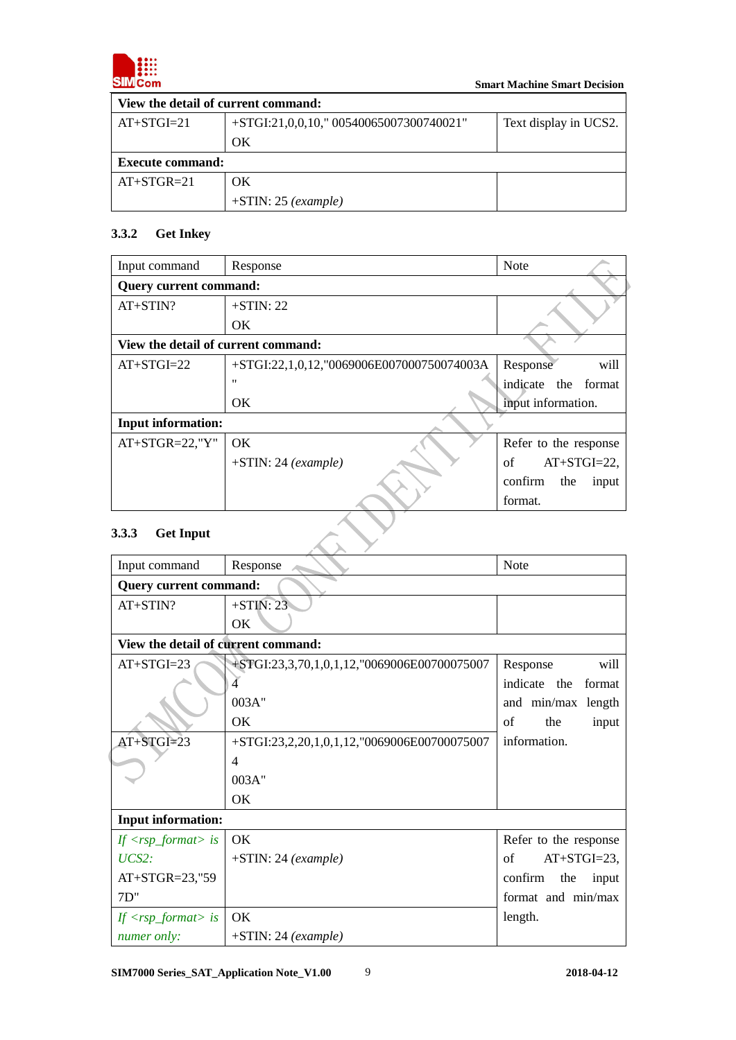| View the detail of current command: | | |
|---|---|---|
| AT+STGI=21 | +STGI:21,0,0,10," 00540065007300740021"<br>OK | Text display in UCS2. |
| **Execute command:** | | |
| AT+STGR=21 | OK<br>+STIN: 25 *(example)* | |

### 3.3.2 Get Inkey

| Input command | Response | Note |
|---|---|---|
| **Query current command:** | | |
| AT+STIN? | +STIN: 22<br>OK | |
| **View the detail of current command:** | | |
| AT+STGI=22 | +STGI:22,1,0,12,"0069006E007000750074003A"<br>OK | Response will indicate the format input information. |
| **Input information:** | | |
| AT+STGR=22,"Y" | OK<br>+STIN: 24 *(example)* | Refer to the response of AT+STGI=22, confirm the input format. |

### 3.3.3 Get Input

| Input command | Response | Note |
|---|---|---|
| **Query current command:** | | |
| AT+STIN? | +STIN: 23<br>OK | |
| **View the detail of current command:** | | |
| AT+STGI=23 | +STGI:23,3,70,1,0,1,12,"0069006E007000750074003A"<br>OK | Response will indicate the format and min/max length of the input information. |
| AT+STGI=23 | +STGI:23,2,20,1,0,1,12,"0069006E007000750074003A"<br>OK | |
| **Input information:** | | |
| *If <rsp_format> is UCS2:*<br>AT+STGR=23,"597D" | OK<br>+STIN: 24 *(example)* | Refer to the response of AT+STGI=23, confirm the input format and min/max length. |
| *If <rsp_format> is numer only:* | OK<br>+STIN: 24 *(example)* | |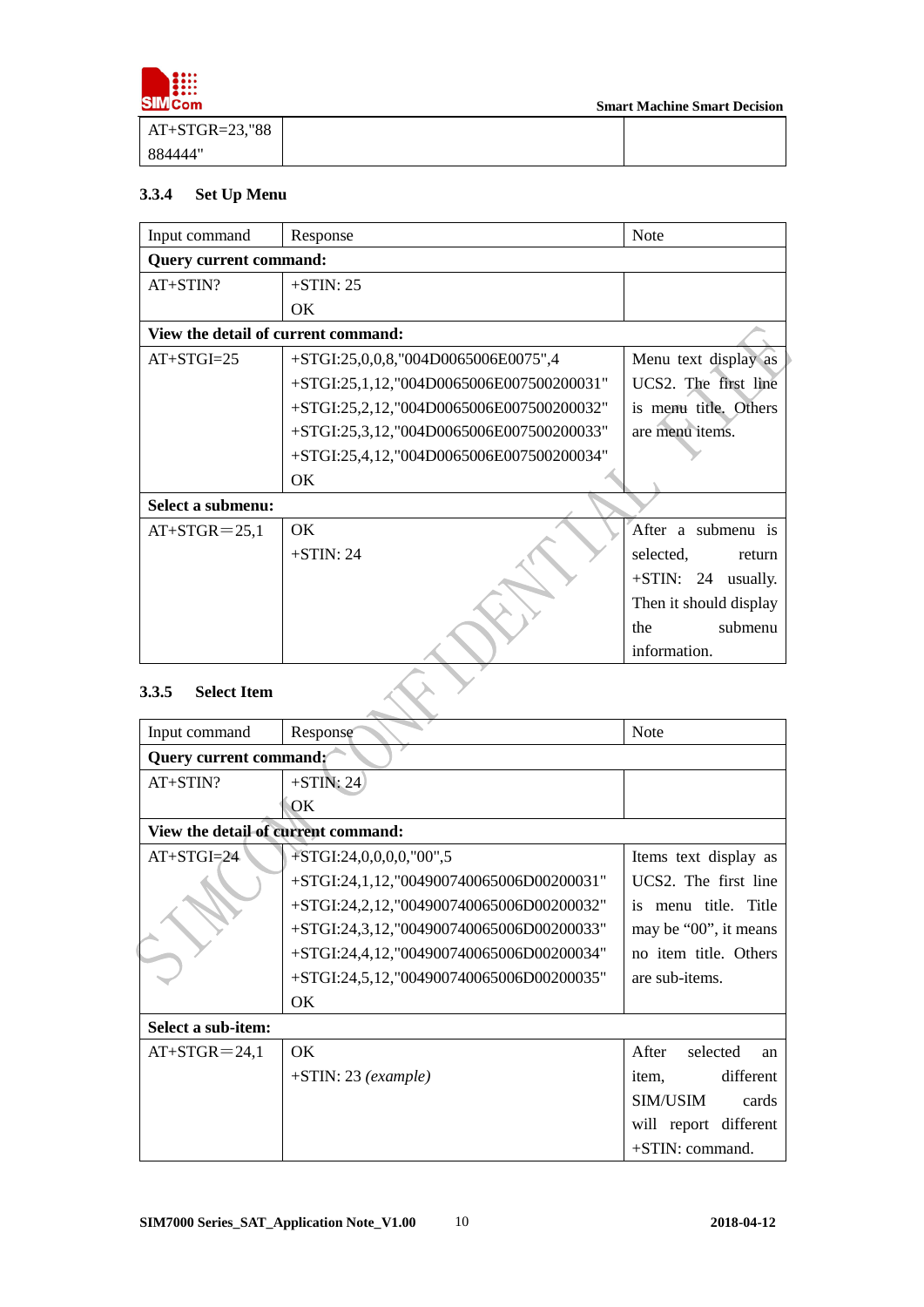| AT+STGR=23,"88884444" | | |
|---|---|---|

### 3.3.4 Set Up Menu

| Input command | Response | Note |
|---|---|---|
| **Query current command:** | | |
| AT+STIN? | +STIN: 25<br>OK | |
| **View the detail of current command:** | | |
| AT+STGI=25 | +STGI:25,0,0,8,"004D0065006E0075",4<br>+STGI:25,1,12,"004D0065006E007500200031"<br>+STGI:25,2,12,"004D0065006E007500200032"<br>+STGI:25,3,12,"004D0065006E007500200033"<br>+STGI:25,4,12,"004D0065006E007500200034"<br>OK | Menu text display as UCS2. The first line is menu title. Others are menu items. |
| **Select a submenu:** | | |
| AT+STGR＝25,1 | OK<br>+STIN: 24 | After a submenu is selected, return +STIN: 24 usually. Then it should display the submenu information. |

### 3.3.5 Select Item

| Input command | Response | Note |
|---|---|---|
| **Query current command:** | | |
| AT+STIN? | +STIN: 24<br>OK | |
| **View the detail of current command:** | | |
| AT+STGI=24 | +STGI:24,0,0,0,0,"00",5<br>+STGI:24,1,12,"004900740065006D00200031"<br>+STGI:24,2,12,"004900740065006D00200032"<br>+STGI:24,3,12,"004900740065006D00200033"<br>+STGI:24,4,12,"004900740065006D00200034"<br>+STGI:24,5,12,"004900740065006D00200035"<br>OK | Items text display as UCS2. The first line is menu title. Title may be “00”, it means no item title. Others are sub-items. |
| **Select a sub-item:** | | |
| AT+STGR＝24,1 | OK<br>+STIN: 23 *(example)* | After selected an item, different SIM/USIM cards will report different +STIN: command. |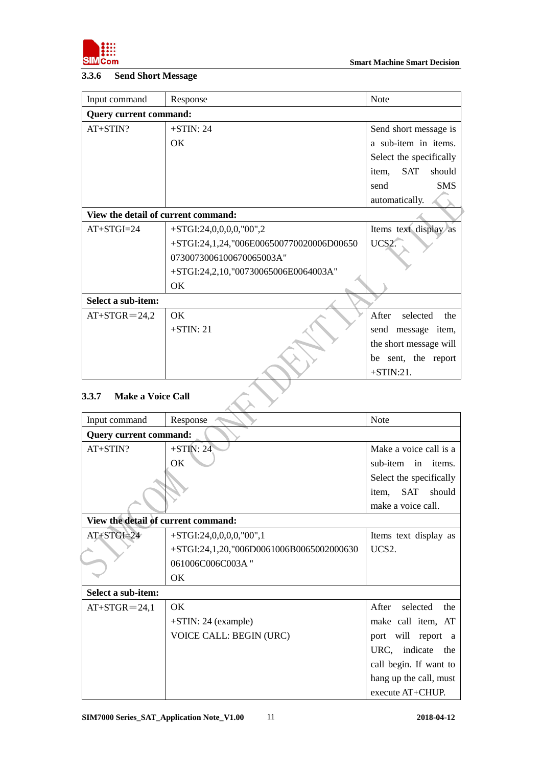### 3.3.6 Send Short Message

| Input command | Response | Note |
|---|---|---|
| **Query current command:** | | |
| AT+STIN? | +STIN: 24<br>OK | Send short message is a sub-item in items. Select the specifically item, SAT should send SMS automatically. |
| **View the detail of current command:** | | |
| AT+STGI=24 | +STGI:24,0,0,0,0,"00",2<br>+STGI:24,1,24,"006E006500770020006D006500730073006100670065003A"<br>+STGI:24,2,10,"00730065006E0064003A"<br>OK | Items text display as UCS2. |
| **Select a sub-item:** | | |
| AT+STGR＝24,2 | OK<br>+STIN: 21 | After selected the send message item, the short message will be sent, the report +STIN:21. |

### 3.3.7 Make a Voice Call

| Input command | Response | Note |
|---|---|---|
| **Query current command:** | | |
| AT+STIN? | +STIN: 24<br>OK | Make a voice call is a sub-item in items. Select the specifically item, SAT should make a voice call. |
| **View the detail of current command:** | | |
| AT+STGI=24 | +STGI:24,0,0,0,0,"00",1<br>+STGI:24,1,20,"006D0061006B0065002000630061006C006C003A "<br>OK | Items text display as UCS2. |
| **Select a sub-item:** | | |
| AT+STGR＝24,1 | OK<br>+STIN: 24 (example)<br>VOICE CALL: BEGIN (URC) | After selected the make call item, AT port will report a URC, indicate the call begin. If want to hang up the call, must execute AT+CHUP. |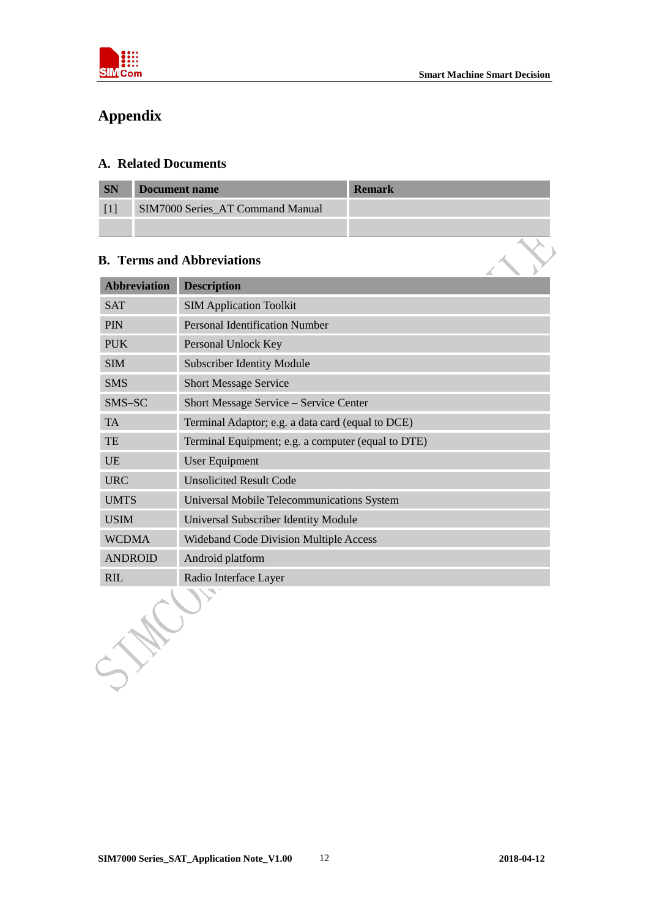# Appendix

## A. Related Documents

| SN | Document name | Remark |
|---|---|---|
| [1] | SIM7000 Series_AT Command Manual | |
| | | |

## B. Terms and Abbreviations

| Abbreviation | Description |
|---|---|
| SAT | SIM Application Toolkit |
| PIN | Personal Identification Number |
| PUK | Personal Unlock Key |
| SIM | Subscriber Identity Module |
| SMS | Short Message Service |
| SMS–SC | Short Message Service – Service Center |
| TA | Terminal Adaptor; e.g. a data card (equal to DCE) |
| TE | Terminal Equipment; e.g. a computer (equal to DTE) |
| UE | User Equipment |
| URC | Unsolicited Result Code |
| UMTS | Universal Mobile Telecommunications System |
| USIM | Universal Subscriber Identity Module |
| WCDMA | Wideband Code Division Multiple Access |
| ANDROID | Android platform |
| RIL | Radio Interface Layer |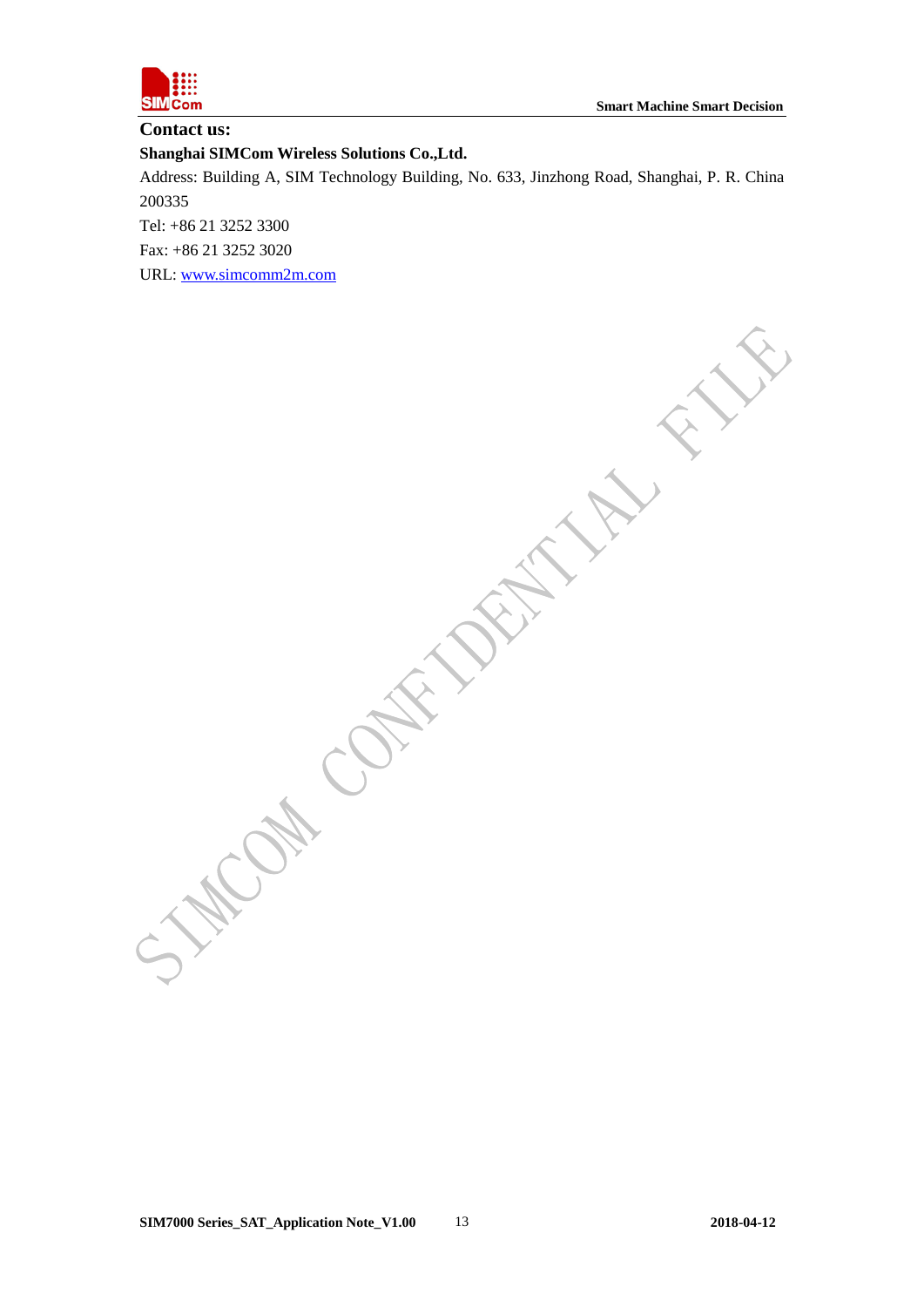**Contact us:**

**Shanghai SIMCom Wireless Solutions Co.,Ltd.**

Address: Building A, SIM Technology Building, No. 633, Jinzhong Road, Shanghai, P. R. China 200335

Tel: +86 21 3252 3300

Fax: +86 21 3252 3020

URL: [www.simcomm2m.com](http://www.simcomm2m.com)